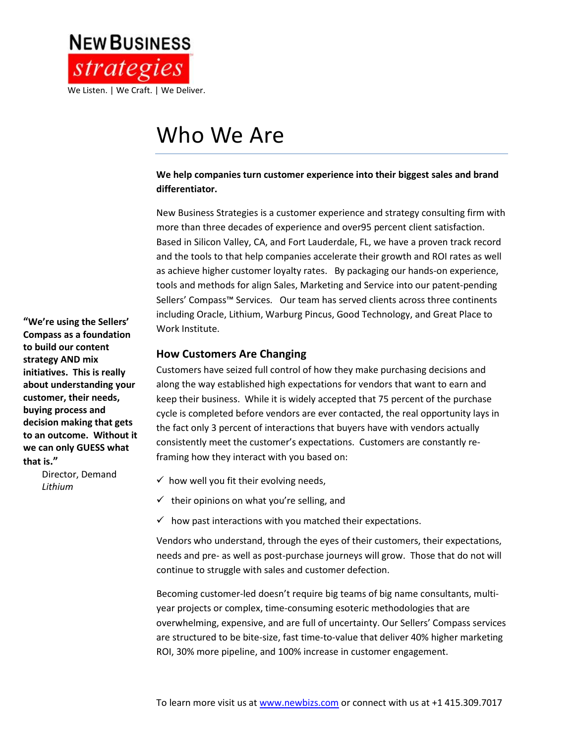**NEW BUSINESS**

**strategies**

We Listen. | We Craft. | We Deliver.

# Who We Are

**We help companies turn customer experience into their biggest sales and brand differentiator.**

New Business Strategies is a customer experience and strategy consulting firm with more than three decades of experience and over95 percent client satisfaction. Based in Silicon Valley, CA, and Fort Lauderdale, FL, we have a proven track record and the tools to that help companies accelerate their growth and ROI rates as well as achieve higher customer loyalty rates. By packaging our hands-on experience, tools and methods for align Sales, Marketing and Service into our patent-pending Sellers' Compass™ Services. Our team has served clients across three continents including Oracle, Lithium, Warburg Pincus, Good Technology, and Great Place to Work Institute.

**"We're using the Sellers' Compass as a foundation to build our content strategy AND mix initiatives. This is really about understanding your customer, their needs, buying process and decision making that gets to an outcome. Without it we can only GUESS what that is."**

Director, Demand
*Lithium*

## How Customers Are Changing

Customers have seized full control of how they make purchasing decisions and along the way established high expectations for vendors that want to earn and keep their business. While it is widely accepted that 75 percent of the purchase cycle is completed before vendors are ever contacted, the real opportunity lays in the fact only 3 percent of interactions that buyers have with vendors actually consistently meet the customer's expectations. Customers are constantly re-framing how they interact with you based on:

- ✓ how well you fit their evolving needs,
- ✓ their opinions on what you're selling, and
- ✓ how past interactions with you matched their expectations.

Vendors who understand, through the eyes of their customers, their expectations, needs and pre- as well as post-purchase journeys will grow. Those that do not will continue to struggle with sales and customer defection.

Becoming customer-led doesn't require big teams of big name consultants, multi-year projects or complex, time-consuming esoteric methodologies that are overwhelming, expensive, and are full of uncertainty. Our Sellers' Compass services are structured to be bite-size, fast time-to-value that deliver 40% higher marketing ROI, 30% more pipeline, and 100% increase in customer engagement.

To learn more visit us at www.newbizs.com or connect with us at +1 415.309.7017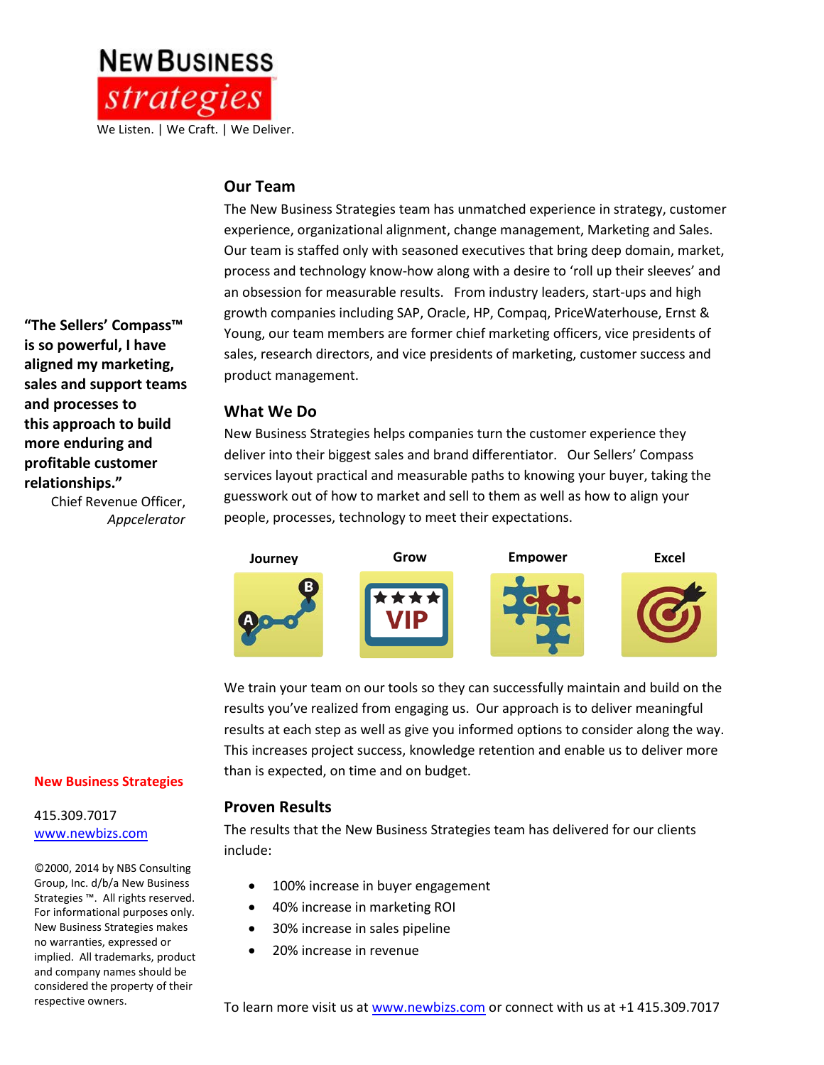**NEW BUSINESS**
**strategies**
We Listen. | We Craft. | We Deliver.

## Our Team

The New Business Strategies team has unmatched experience in strategy, customer experience, organizational alignment, change management, Marketing and Sales. Our team is staffed only with seasoned executives that bring deep domain, market, process and technology know-how along with a desire to 'roll up their sleeves' and an obsession for measurable results. From industry leaders, start-ups and high growth companies including SAP, Oracle, HP, Compaq, PriceWaterhouse, Ernst & Young, our team members are former chief marketing officers, vice presidents of sales, research directors, and vice presidents of marketing, customer success and product management.

**"The Sellers' Compass™ is so powerful, I have aligned my marketing, sales and support teams and processes to this approach to build more enduring and profitable customer relationships."**
Chief Revenue Officer, *Appcelerator*

## What We Do

New Business Strategies helps companies turn the customer experience they deliver into their biggest sales and brand differentiator. Our Sellers' Compass services layout practical and measurable paths to knowing your buyer, taking the guesswork out of how to market and sell to them as well as how to align your people, processes, technology to meet their expectations.

**Journey** | **Grow** | **Empower** | **Excel**

We train your team on our tools so they can successfully maintain and build on the results you've realized from engaging us. Our approach is to deliver meaningful results at each step as well as give you informed options to consider along the way. This increases project success, knowledge retention and enable us to deliver more than is expected, on time and on budget.

## Proven Results

The results that the New Business Strategies team has delivered for our clients include:

- 100% increase in buyer engagement
- 40% increase in marketing ROI
- 30% increase in sales pipeline
- 20% increase in revenue

To learn more visit us at www.newbizs.com or connect with us at +1 415.309.7017

**New Business Strategies**

415.309.7017
www.newbizs.com

©2000, 2014 by NBS Consulting Group, Inc. d/b/a New Business Strategies ™. All rights reserved. For informational purposes only. New Business Strategies makes no warranties, expressed or implied. All trademarks, product and company names should be considered the property of their respective owners.